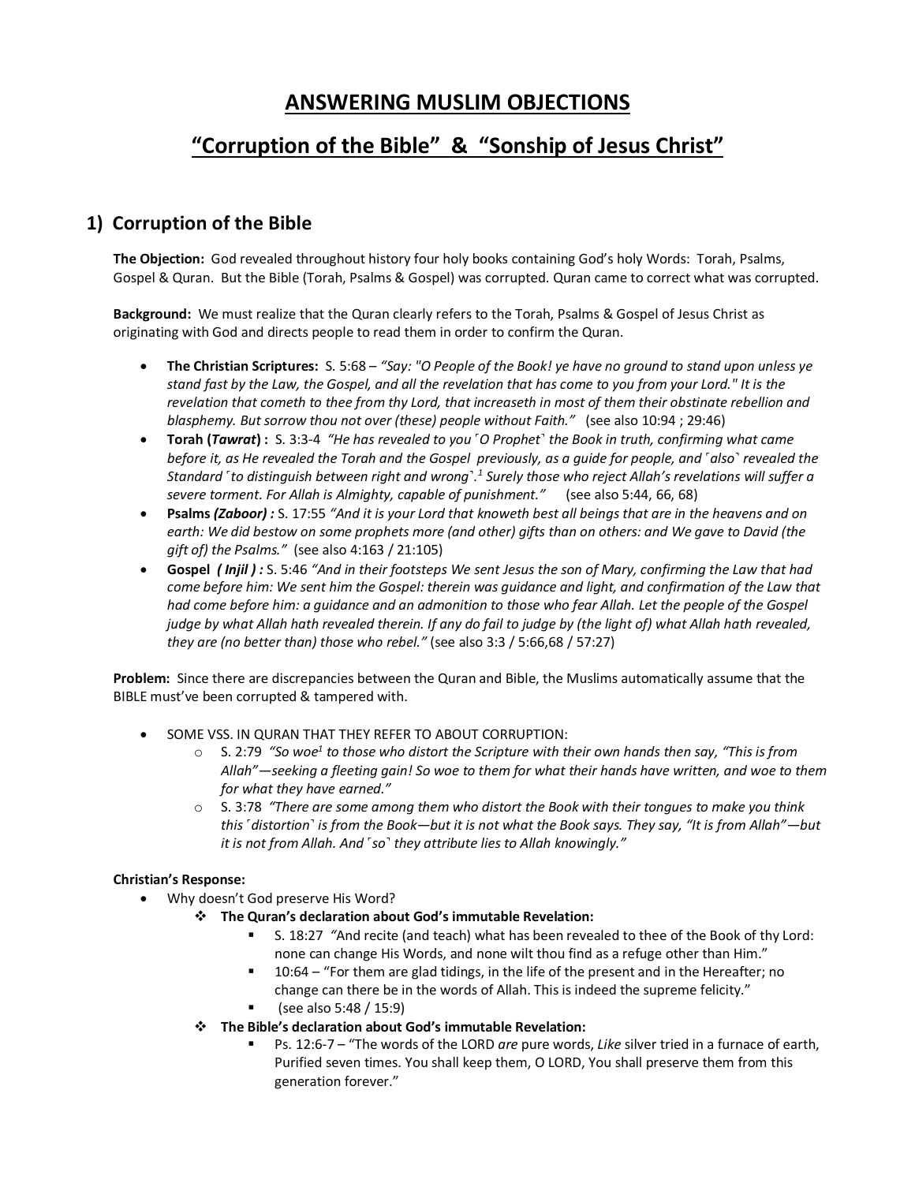# ANSWERING MUSLIM OBJECTIONS

# "Corruption of the Bible" & "Sonship of Jesus Christ"

## 1) Corruption of the Bible

**The Objection:** God revealed throughout history four holy books containing God's holy Words: Torah, Psalms, Gospel & Quran. But the Bible (Torah, Psalms & Gospel) was corrupted. Quran came to correct what was corrupted.

**Background:** We must realize that the Quran clearly refers to the Torah, Psalms & Gospel of Jesus Christ as originating with God and directs people to read them in order to confirm the Quran.

- **The Christian Scriptures:** S. 5:68 – *"Say: "O People of the Book! ye have no ground to stand upon unless ye stand fast by the Law, the Gospel, and all the revelation that has come to you from your Lord." It is the revelation that cometh to thee from thy Lord, that increaseth in most of them their obstinate rebellion and blasphemy. But sorrow thou not over (these) people without Faith."* (see also 10:94 ; 29:46)
- **Torah (*Tawrat*) :** S. 3:3-4 *"He has revealed to you ⌜O Prophet⌝ the Book in truth, confirming what came before it, as He revealed the Torah and the Gospel previously, as a guide for people, and ⌜also⌝ revealed the Standard ⌜to distinguish between right and wrong⌝.[1] Surely those who reject Allah's revelations will suffer a severe torment. For Allah is Almighty, capable of punishment."* (see also 5:44, 66, 68)
- **Psalms *(Zaboor)* :** S. 17:55 *"And it is your Lord that knoweth best all beings that are in the heavens and on earth: We did bestow on some prophets more (and other) gifts than on others: and We gave to David (the gift of) the Psalms."* (see also 4:163 / 21:105)
- **Gospel *( Injil )* :** S. 5:46 *"And in their footsteps We sent Jesus the son of Mary, confirming the Law that had come before him: We sent him the Gospel: therein was guidance and light, and confirmation of the Law that had come before him: a guidance and an admonition to those who fear Allah. Let the people of the Gospel judge by what Allah hath revealed therein. If any do fail to judge by (the light of) what Allah hath revealed, they are (no better than) those who rebel."* (see also 3:3 / 5:66,68 / 57:27)

**Problem:** Since there are discrepancies between the Quran and Bible, the Muslims automatically assume that the BIBLE must've been corrupted & tampered with.

- SOME VSS. IN QURAN THAT THEY REFER TO ABOUT CORRUPTION:
  - S. 2:79 *"So woe[1] to those who distort the Scripture with their own hands then say, "This is from Allah"—seeking a fleeting gain! So woe to them for what their hands have written, and woe to them for what they have earned."*
  - S. 3:78 *"There are some among them who distort the Book with their tongues to make you think this ⌜distortion⌝ is from the Book—but it is not what the Book says. They say, "It is from Allah"—but it is not from Allah. And ⌜so⌝ they attribute lies to Allah knowingly."*

**Christian's Response:**

- Why doesn't God preserve His Word?
  - **The Quran's declaration about God's immutable Revelation:**
    - S. 18:27 *"*And recite (and teach) what has been revealed to thee of the Book of thy Lord: none can change His Words, and none wilt thou find as a refuge other than Him."
    - 10:64 – "For them are glad tidings, in the life of the present and in the Hereafter; no change can there be in the words of Allah. This is indeed the supreme felicity."
    - (see also 5:48 / 15:9)
  - **The Bible's declaration about God's immutable Revelation:**
    - Ps. 12:6-7 – "The words of the LORD *are* pure words, *Like* silver tried in a furnace of earth, Purified seven times. You shall keep them, O LORD, You shall preserve them from this generation forever."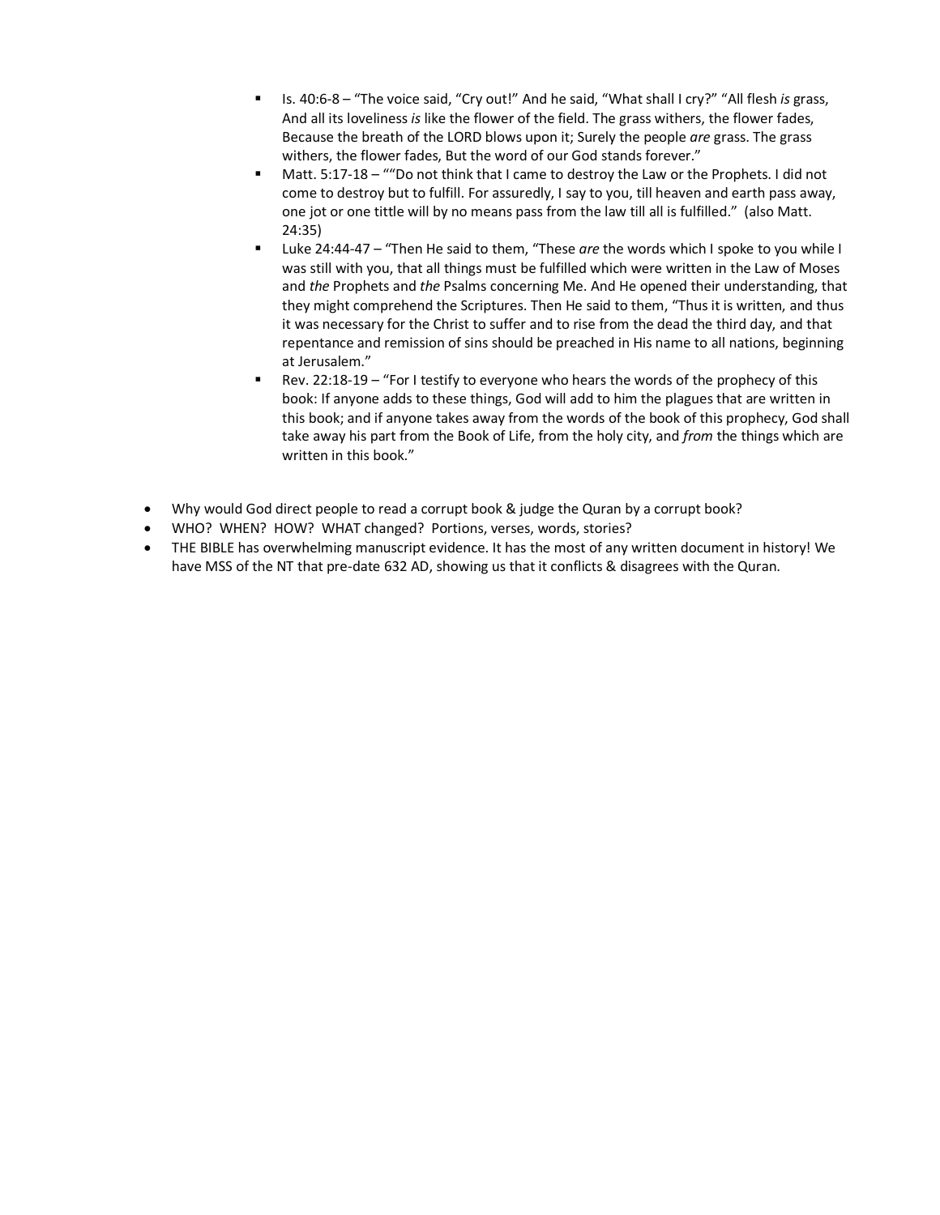- Is. 40:6-8 – "The voice said, "Cry out!" And he said, "What shall I cry?" "All flesh *is* grass, And all its loveliness *is* like the flower of the field. The grass withers, the flower fades, Because the breath of the LORD blows upon it; Surely the people *are* grass. The grass withers, the flower fades, But the word of our God stands forever."
    - Matt. 5:17-18 – ""Do not think that I came to destroy the Law or the Prophets. I did not come to destroy but to fulfill. For assuredly, I say to you, till heaven and earth pass away, one jot or one tittle will by no means pass from the law till all is fulfilled." (also Matt. 24:35)
    - Luke 24:44-47 – "Then He said to them, "These *are* the words which I spoke to you while I was still with you, that all things must be fulfilled which were written in the Law of Moses and *the* Prophets and *the* Psalms concerning Me. And He opened their understanding, that they might comprehend the Scriptures. Then He said to them, "Thus it is written, and thus it was necessary for the Christ to suffer and to rise from the dead the third day, and that repentance and remission of sins should be preached in His name to all nations, beginning at Jerusalem."
    - Rev. 22:18-19 – "For I testify to everyone who hears the words of the prophecy of this book: If anyone adds to these things, God will add to him the plagues that are written in this book; and if anyone takes away from the words of the book of this prophecy, God shall take away his part from the Book of Life, from the holy city, and *from* the things which are written in this book."

- Why would God direct people to read a corrupt book & judge the Quran by a corrupt book?
- WHO? WHEN? HOW? WHAT changed? Portions, verses, words, stories?
- THE BIBLE has overwhelming manuscript evidence. It has the most of any written document in history! We have MSS of the NT that pre-date 632 AD, showing us that it conflicts & disagrees with the Quran.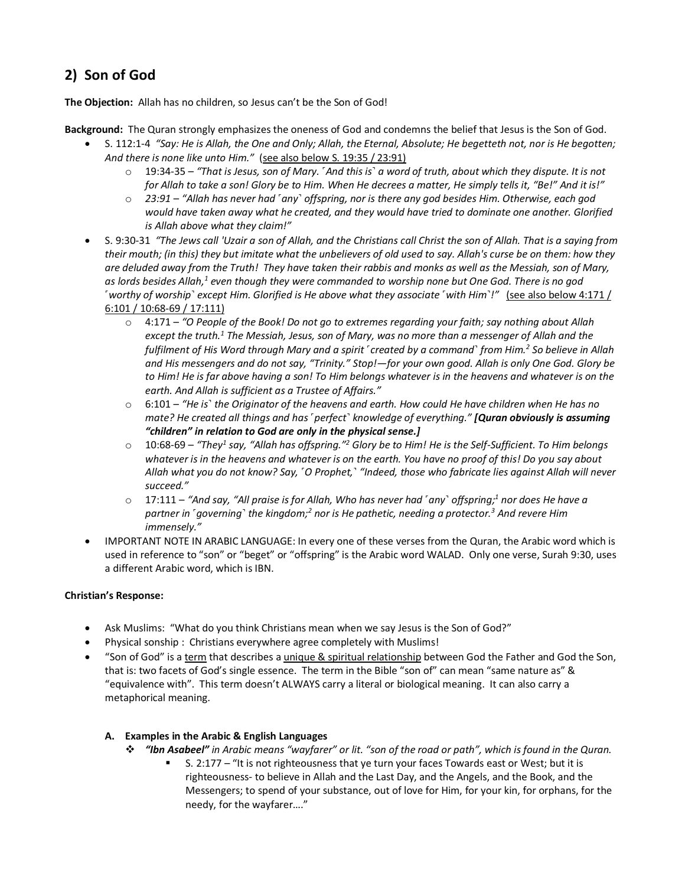## 2) Son of God

**The Objection:** Allah has no children, so Jesus can't be the Son of God!

**Background:** The Quran strongly emphasizes the oneness of God and condemns the belief that Jesus is the Son of God.

- S. 112:1-4 *"Say: He is Allah, the One and Only; Allah, the Eternal, Absolute; He begetteth not, nor is He begotten; And there is none like unto Him."* (see also below S. 19:35 / 23:91)
  - 19:34-35 – *"That is Jesus, son of Mary. ⸢And this is⸣ a word of truth, about which they dispute. It is not for Allah to take a son! Glory be to Him. When He decrees a matter, He simply tells it, "Be!" And it is!"*
  - *23:91 – "Allah has never had ⸢any⸣ offspring, nor is there any god besides Him. Otherwise, each god would have taken away what he created, and they would have tried to dominate one another. Glorified is Allah above what they claim!"*
- S. 9:30-31 *"The Jews call 'Uzair a son of Allah, and the Christians call Christ the son of Allah. That is a saying from their mouth; (in this) they but imitate what the unbelievers of old used to say. Allah's curse be on them: how they are deluded away from the Truth! They have taken their rabbis and monks as well as the Messiah, son of Mary, as lords besides Allah,[1] even though they were commanded to worship none but One God. There is no god ⸢worthy of worship⸣ except Him. Glorified is He above what they associate ⸢with Him⸣!"* (see also below 4:171 / 6:101 / 10:68-69 / 17:111)
  - 4:171 – *"O People of the Book! Do not go to extremes regarding your faith; say nothing about Allah except the truth.[1] The Messiah, Jesus, son of Mary, was no more than a messenger of Allah and the fulfilment of His Word through Mary and a spirit ⸢created by a command⸣ from Him.[2] So believe in Allah and His messengers and do not say, "Trinity." Stop!—for your own good. Allah is only One God. Glory be to Him! He is far above having a son! To Him belongs whatever is in the heavens and whatever is on the earth. And Allah is sufficient as a Trustee of Affairs."*
  - 6:101 – *"He is⸣ the Originator of the heavens and earth. How could He have children when He has no mate? He created all things and has ⸢perfect⸣ knowledge of everything." **[Quran obviously is assuming "children" in relation to God are only in the physical sense.]***
  - 10:68-69 – *"They[1] say, "Allah has offspring."[2] Glory be to Him! He is the Self-Sufficient. To Him belongs whatever is in the heavens and whatever is on the earth. You have no proof of this! Do you say about Allah what you do not know? Say, ⸢O Prophet,⸣ "Indeed, those who fabricate lies against Allah will never succeed."*
  - 17:111 – *"And say, "All praise is for Allah, Who has never had ⸢any⸣ offspring;[1] nor does He have a partner in ⸢governing⸣ the kingdom;[2] nor is He pathetic, needing a protector.[3] And revere Him immensely."*
- IMPORTANT NOTE IN ARABIC LANGUAGE: In every one of these verses from the Quran, the Arabic word which is used in reference to "son" or "beget" or "offspring" is the Arabic word WALAD. Only one verse, Surah 9:30, uses a different Arabic word, which is IBN.

**Christian's Response:**

- Ask Muslims: "What do you think Christians mean when we say Jesus is the Son of God?"
- Physical sonship : Christians everywhere agree completely with Muslims!
- "Son of God" is a term that describes a unique & spiritual relationship between God the Father and God the Son, that is: two facets of God's single essence. The term in the Bible "son of" can mean "same nature as" & "equivalence with". This term doesn't ALWAYS carry a literal or biological meaning. It can also carry a metaphorical meaning.

### A. Examples in the Arabic & English Languages

- ***"Ibn Asabeel"*** *in Arabic means "wayfarer" or lit. "son of the road or path", which is found in the Quran.*
  - S. 2:177 – "It is not righteousness that ye turn your faces Towards east or West; but it is righteousness- to believe in Allah and the Last Day, and the Angels, and the Book, and the Messengers; to spend of your substance, out of love for Him, for your kin, for orphans, for the needy, for the wayfarer…."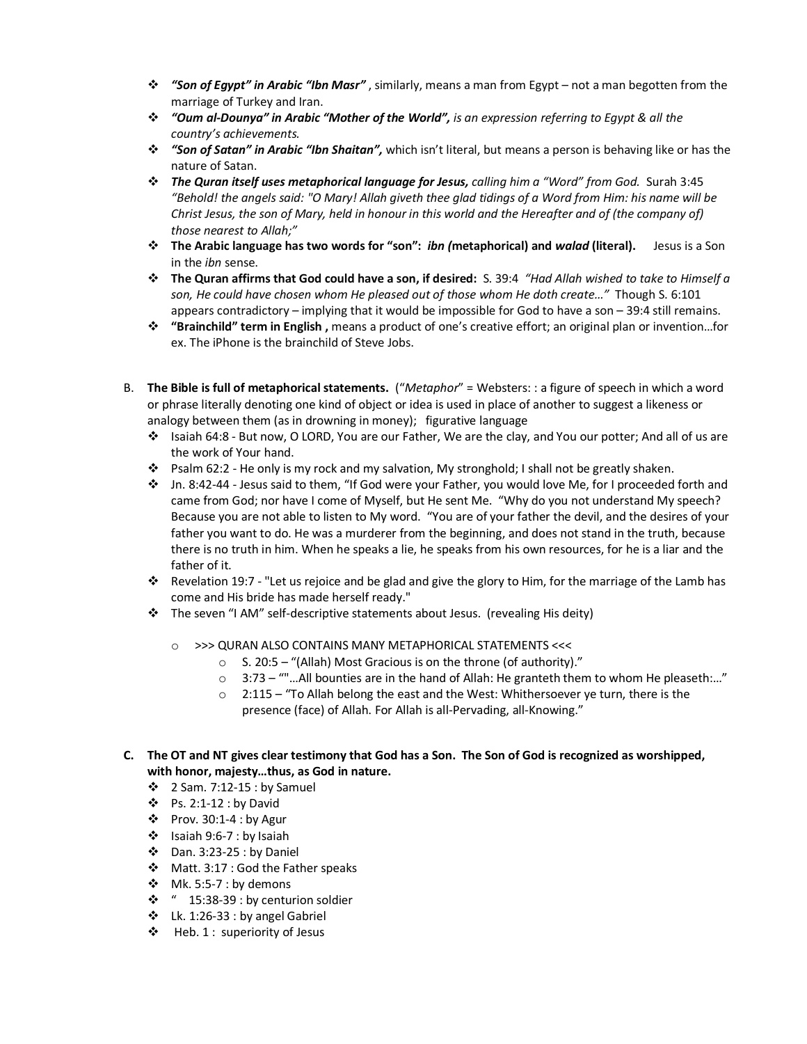- ***"Son of Egypt" in Arabic "Ibn Masr"*** , similarly, means a man from Egypt – not a man begotten from the marriage of Turkey and Iran.
- ***"Oum al-Dounya" in Arabic "Mother of the World",*** *is an expression referring to Egypt & all the country's achievements.*
- ***"Son of Satan" in Arabic "Ibn Shaitan",*** which isn't literal, but means a person is behaving like or has the nature of Satan.
- ***The Quran itself uses metaphorical language for Jesus,*** *calling him a "Word" from God.* Surah 3:45 *"Behold! the angels said: "O Mary! Allah giveth thee glad tidings of a Word from Him: his name will be Christ Jesus, the son of Mary, held in honour in this world and the Hereafter and of (the company of) those nearest to Allah;"*
- **The Arabic language has two words for "son":** ***ibn (*****metaphorical) and** ***walad*** **(literal).** Jesus is a Son in the *ibn* sense.
- **The Quran affirms that God could have a son, if desired:** S. 39:4 *"Had Allah wished to take to Himself a son, He could have chosen whom He pleased out of those whom He doth create…"* Though S. 6:101 appears contradictory – implying that it would be impossible for God to have a son – 39:4 still remains.
- **"Brainchild" term in English ,** means a product of one's creative effort; an original plan or invention…for ex. The iPhone is the brainchild of Steve Jobs.

B. **The Bible is full of metaphorical statements.** ("*Metaphor*" = Websters: : a figure of speech in which a word or phrase literally denoting one kind of object or idea is used in place of another to suggest a likeness or analogy between them (as in drowning in money); figurative language
   - Isaiah 64:8 - But now, O LORD, You are our Father, We are the clay, and You our potter; And all of us are the work of Your hand.
   - Psalm 62:2 - He only is my rock and my salvation, My stronghold; I shall not be greatly shaken.
   - Jn. 8:42-44 - Jesus said to them, "If God were your Father, you would love Me, for I proceeded forth and came from God; nor have I come of Myself, but He sent Me. "Why do you not understand My speech? Because you are not able to listen to My word. "You are of your father the devil, and the desires of your father you want to do. He was a murderer from the beginning, and does not stand in the truth, because there is no truth in him. When he speaks a lie, he speaks from his own resources, for he is a liar and the father of it.
   - Revelation 19:7 - "Let us rejoice and be glad and give the glory to Him, for the marriage of the Lamb has come and His bride has made herself ready."
   - The seven "I AM" self-descriptive statements about Jesus. (revealing His deity)
     - >>> QURAN ALSO CONTAINS MANY METAPHORICAL STATEMENTS <<<
       - S. 20:5 – "(Allah) Most Gracious is on the throne (of authority)."
       - 3:73 – ""…All bounties are in the hand of Allah: He granteth them to whom He pleaseth:…"
       - 2:115 – "To Allah belong the east and the West: Whithersoever ye turn, there is the presence (face) of Allah. For Allah is all-Pervading, all-Knowing."

C. **The OT and NT gives clear testimony that God has a Son. The Son of God is recognized as worshipped, with honor, majesty…thus, as God in nature.**
   - 2 Sam. 7:12-15 : by Samuel
   - Ps. 2:1-12 : by David
   - Prov. 30:1-4 : by Agur
   - Isaiah 9:6-7 : by Isaiah
   - Dan. 3:23-25 : by Daniel
   - Matt. 3:17 : God the Father speaks
   - Mk. 5:5-7 : by demons
   - " 15:38-39 : by centurion soldier
   - Lk. 1:26-33 : by angel Gabriel
   - Heb. 1 : superiority of Jesus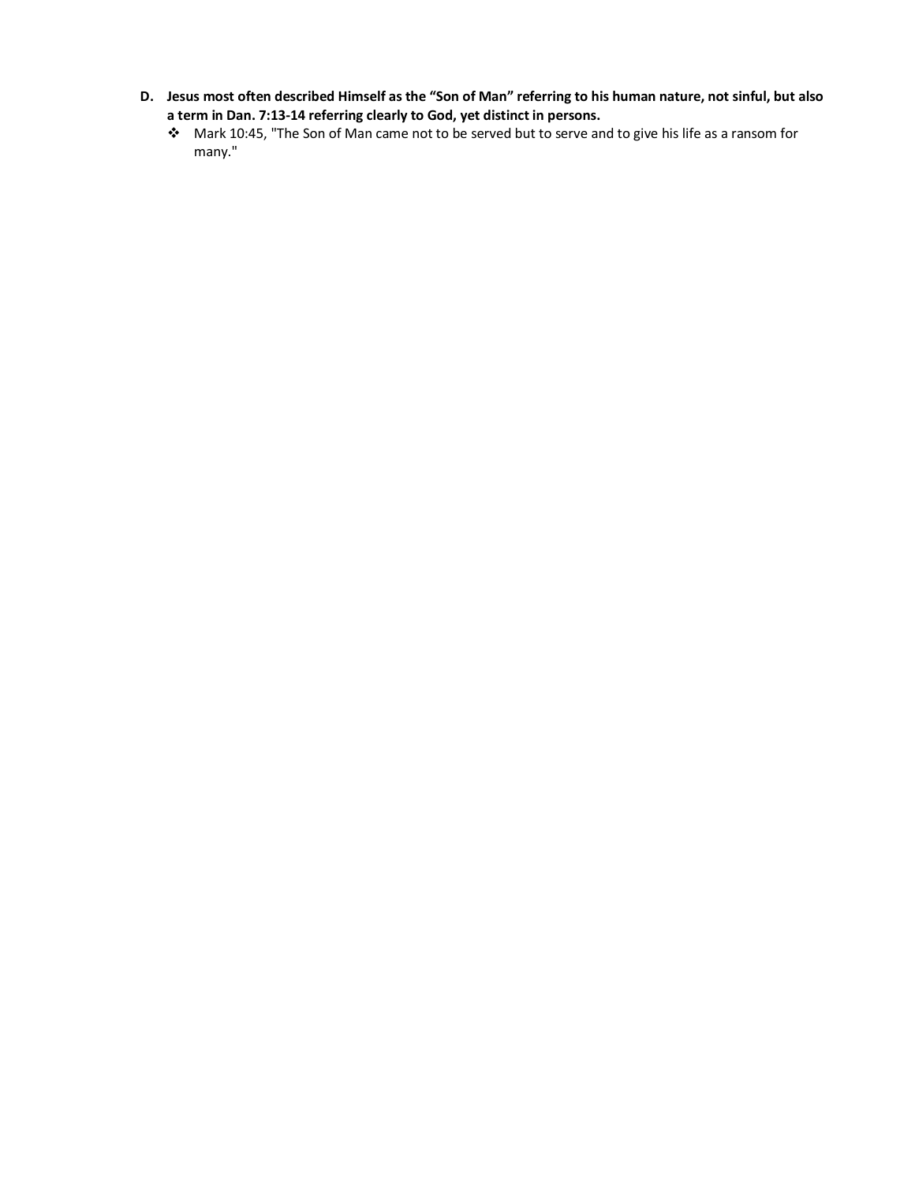D. **Jesus most often described Himself as the "Son of Man" referring to his human nature, not sinful, but also a term in Dan. 7:13-14 referring clearly to God, yet distinct in persons.**

- Mark 10:45, "The Son of Man came not to be served but to serve and to give his life as a ransom for many."